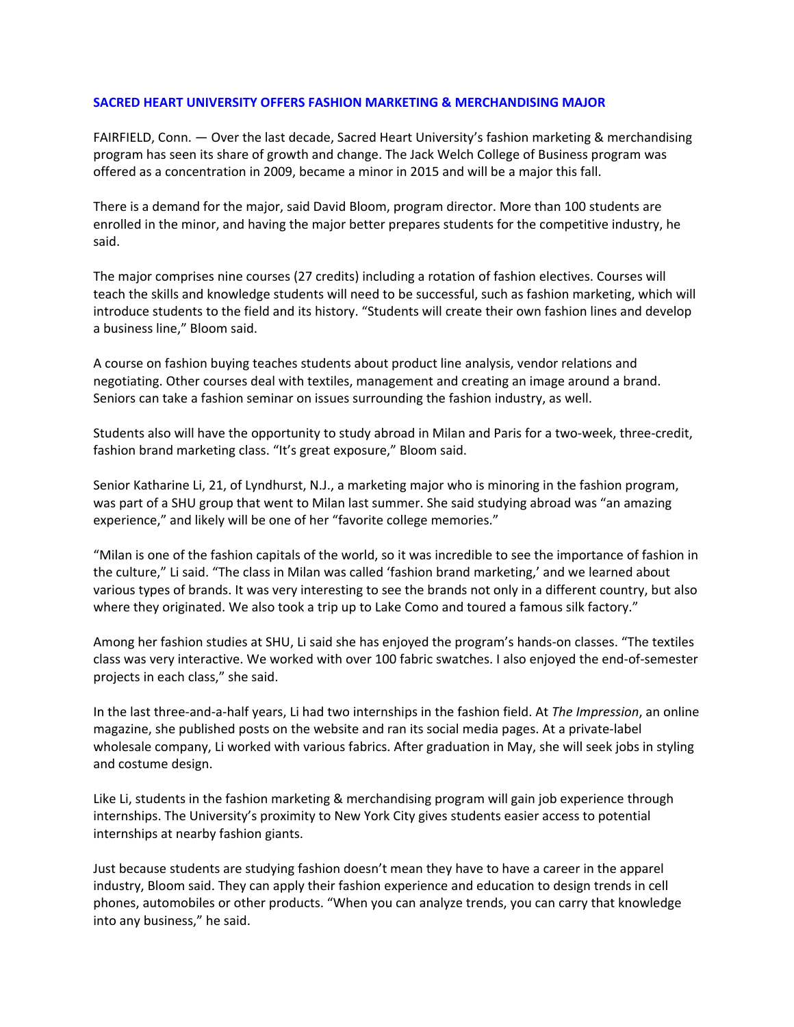# SACRED HEART UNIVERSITY OFFERS FASHION MARKETING & MERCHANDISING MAJOR

FAIRFIELD, Conn. — Over the last decade, Sacred Heart University's fashion marketing & merchandising program has seen its share of growth and change. The Jack Welch College of Business program was offered as a concentration in 2009, became a minor in 2015 and will be a major this fall.

There is a demand for the major, said David Bloom, program director. More than 100 students are enrolled in the minor, and having the major better prepares students for the competitive industry, he said.

The major comprises nine courses (27 credits) including a rotation of fashion electives. Courses will teach the skills and knowledge students will need to be successful, such as fashion marketing, which will introduce students to the field and its history. "Students will create their own fashion lines and develop a business line," Bloom said.

A course on fashion buying teaches students about product line analysis, vendor relations and negotiating. Other courses deal with textiles, management and creating an image around a brand. Seniors can take a fashion seminar on issues surrounding the fashion industry, as well.

Students also will have the opportunity to study abroad in Milan and Paris for a two-week, three-credit, fashion brand marketing class. "It's great exposure," Bloom said.

Senior Katharine Li, 21, of Lyndhurst, N.J., a marketing major who is minoring in the fashion program, was part of a SHU group that went to Milan last summer. She said studying abroad was "an amazing experience," and likely will be one of her "favorite college memories."

"Milan is one of the fashion capitals of the world, so it was incredible to see the importance of fashion in the culture," Li said. "The class in Milan was called 'fashion brand marketing,' and we learned about various types of brands. It was very interesting to see the brands not only in a different country, but also where they originated. We also took a trip up to Lake Como and toured a famous silk factory."

Among her fashion studies at SHU, Li said she has enjoyed the program's hands-on classes. "The textiles class was very interactive. We worked with over 100 fabric swatches. I also enjoyed the end-of-semester projects in each class," she said.

In the last three-and-a-half years, Li had two internships in the fashion field. At *The Impression*, an online magazine, she published posts on the website and ran its social media pages. At a private-label wholesale company, Li worked with various fabrics. After graduation in May, she will seek jobs in styling and costume design.

Like Li, students in the fashion marketing & merchandising program will gain job experience through internships. The University's proximity to New York City gives students easier access to potential internships at nearby fashion giants.

Just because students are studying fashion doesn't mean they have to have a career in the apparel industry, Bloom said. They can apply their fashion experience and education to design trends in cell phones, automobiles or other products. "When you can analyze trends, you can carry that knowledge into any business," he said.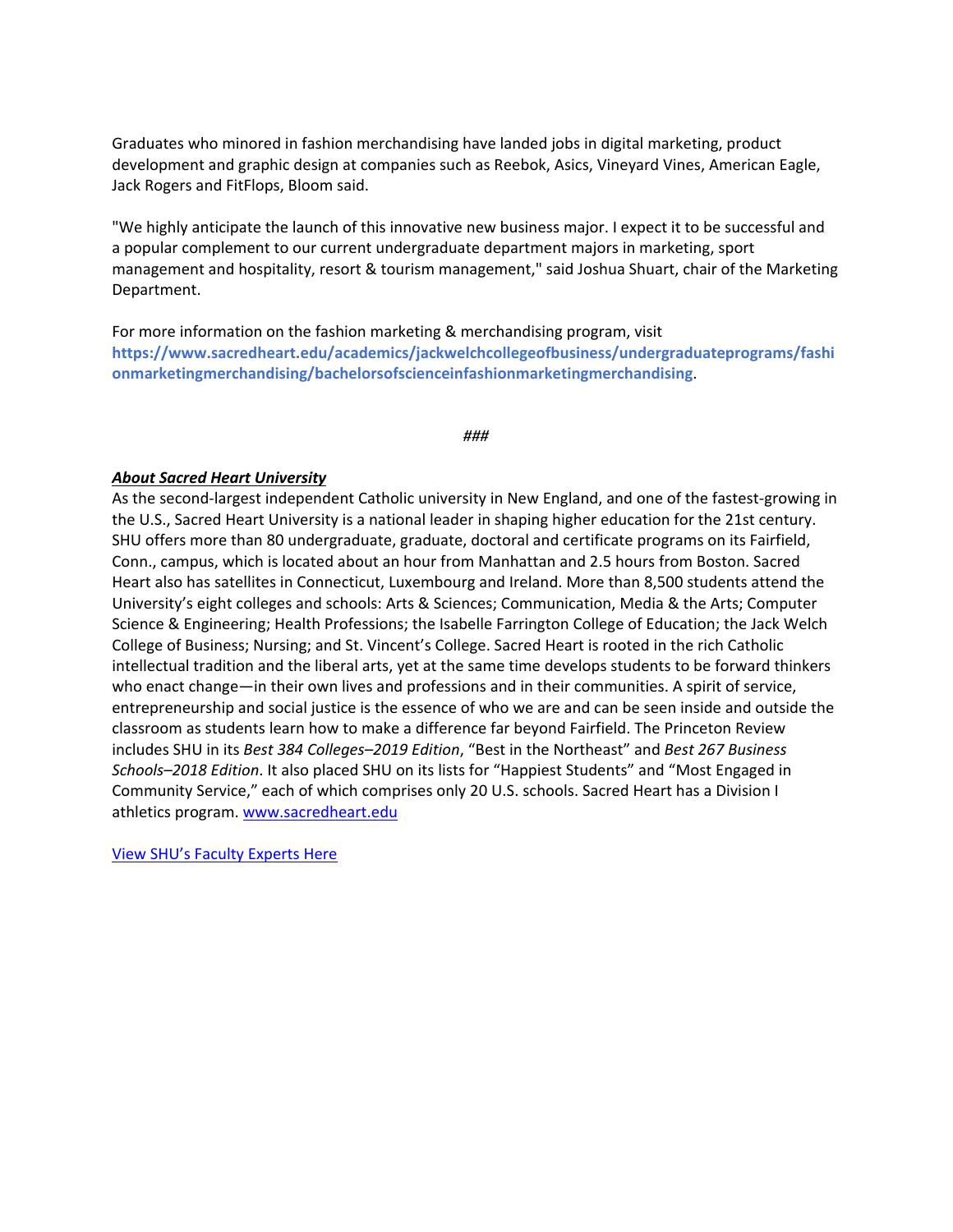Graduates who minored in fashion merchandising have landed jobs in digital marketing, product development and graphic design at companies such as Reebok, Asics, Vineyard Vines, American Eagle, Jack Rogers and FitFlops, Bloom said.

"We highly anticipate the launch of this innovative new business major. I expect it to be successful and a popular complement to our current undergraduate department majors in marketing, sport management and hospitality, resort & tourism management," said Joshua Shuart, chair of the Marketing Department.

For more information on the fashion marketing & merchandising program, visit **https://www.sacredheart.edu/academics/jackwelchcollegeofbusiness/undergraduateprograms/fashionmarketingmerchandising/bachelorsofscienceinfashionmarketingmerchandising**.

###

***About Sacred Heart University***

As the second-largest independent Catholic university in New England, and one of the fastest-growing in the U.S., Sacred Heart University is a national leader in shaping higher education for the 21st century. SHU offers more than 80 undergraduate, graduate, doctoral and certificate programs on its Fairfield, Conn., campus, which is located about an hour from Manhattan and 2.5 hours from Boston. Sacred Heart also has satellites in Connecticut, Luxembourg and Ireland. More than 8,500 students attend the University's eight colleges and schools: Arts & Sciences; Communication, Media & the Arts; Computer Science & Engineering; Health Professions; the Isabelle Farrington College of Education; the Jack Welch College of Business; Nursing; and St. Vincent's College. Sacred Heart is rooted in the rich Catholic intellectual tradition and the liberal arts, yet at the same time develops students to be forward thinkers who enact change—in their own lives and professions and in their communities. A spirit of service, entrepreneurship and social justice is the essence of who we are and can be seen inside and outside the classroom as students learn how to make a difference far beyond Fairfield. The Princeton Review includes SHU in its *Best 384 Colleges–2019 Edition*, "Best in the Northeast" and *Best 267 Business Schools–2018 Edition*. It also placed SHU on its lists for "Happiest Students" and "Most Engaged in Community Service," each of which comprises only 20 U.S. schools. Sacred Heart has a Division I athletics program. www.sacredheart.edu

View SHU's Faculty Experts Here